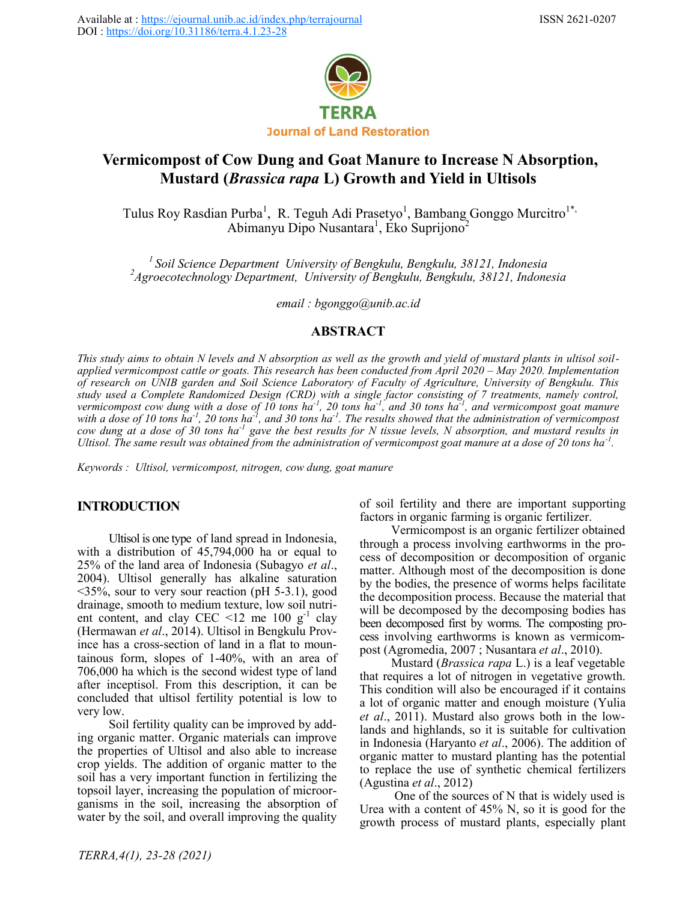Available at : https://ejournal.unib.ac.id/index.php/terrajournal
DOI : https://doi.org/10.31186/terra.4.1.23-28

ISSN 2621-0207

TERRA

Journal of Land Restoration

# Vermicompost of Cow Dung and Goat Manure to Increase N Absorption, Mustard (*Brassica rapa* L) Growth and Yield in Ultisols

Tulus Roy Rasdian Purba[1], R. Teguh Adi Prasetyo[1], Bambang Gonggo Murcitro[1*], Abimanyu Dipo Nusantara[1], Eko Suprijono[2]

[1] *Soil Science Department University of Bengkulu, Bengkulu, 38121, Indonesia*
[2] *Agroecotechnology Department, University of Bengkulu, Bengkulu, 38121, Indonesia*

*email : bgonggo@unib.ac.id*

## ABSTRACT

*This study aims to obtain N levels and N absorption as well as the growth and yield of mustard plants in ultisol soil-applied vermicompost cattle or goats. This research has been conducted from April 2020 – May 2020. Implementation of research on UNIB garden and Soil Science Laboratory of Faculty of Agriculture, University of Bengkulu. This study used a Complete Randomized Design (CRD) with a single factor consisting of 7 treatments, namely control, vermicompost cow dung with a dose of 10 tons ha$^{-1}$, 20 tons ha$^{-1}$, and 30 tons ha$^{-1}$, and vermicompost goat manure with a dose of 10 tons ha$^{-1}$, 20 tons ha$^{-1}$, and 30 tons ha$^{-1}$. The results showed that the administration of vermicompost cow dung at a dose of 30 tons ha$^{-1}$ gave the best results for N tissue levels, N absorption, and mustard results in Ultisol. The same result was obtained from the administration of vermicompost goat manure at a dose of 20 tons ha$^{-1}$.*

*Keywords : Ultisol, vermicompost, nitrogen, cow dung, goat manure*

## INTRODUCTION

Ultisol is one type of land spread in Indonesia, with a distribution of 45,794,000 ha or equal to 25% of the land area of Indonesia (Subagyo *et al*., 2004). Ultisol generally has alkaline saturation <35%, sour to very sour reaction (pH 5-3.1), good drainage, smooth to medium texture, low soil nutrient content, and clay CEC <12 me 100 g$^{-1}$ clay (Hermawan *et al*., 2014). Ultisol in Bengkulu Province has a cross-section of land in a flat to mountainous form, slopes of 1-40%, with an area of 706,000 ha which is the second widest type of land after inceptisol. From this description, it can be concluded that ultisol fertility potential is low to very low.

Soil fertility quality can be improved by adding organic matter. Organic materials can improve the properties of Ultisol and also able to increase crop yields. The addition of organic matter to the soil has a very important function in fertilizing the topsoil layer, increasing the population of microorganisms in the soil, increasing the absorption of water by the soil, and overall improving the quality of soil fertility and there are important supporting factors in organic farming is organic fertilizer.

Vermicompost is an organic fertilizer obtained through a process involving earthworms in the process of decomposition or decomposition of organic matter. Although most of the decomposition is done by the bodies, the presence of worms helps facilitate the decomposition process. Because the material that will be decomposed by the decomposing bodies has been decomposed first by worms. The composting process involving earthworms is known as vermicompost (Agromedia, 2007 ; Nusantara *et al*., 2010).

Mustard (*Brassica rapa* L.) is a leaf vegetable that requires a lot of nitrogen in vegetative growth. This condition will also be encouraged if it contains a lot of organic matter and enough moisture (Yulia *et al*., 2011). Mustard also grows both in the lowlands and highlands, so it is suitable for cultivation in Indonesia (Haryanto *et al*., 2006). The addition of organic matter to mustard planting has the potential to replace the use of synthetic chemical fertilizers (Agustina *et al*., 2012)

One of the sources of N that is widely used is Urea with a content of 45% N, so it is good for the growth process of mustard plants, especially plant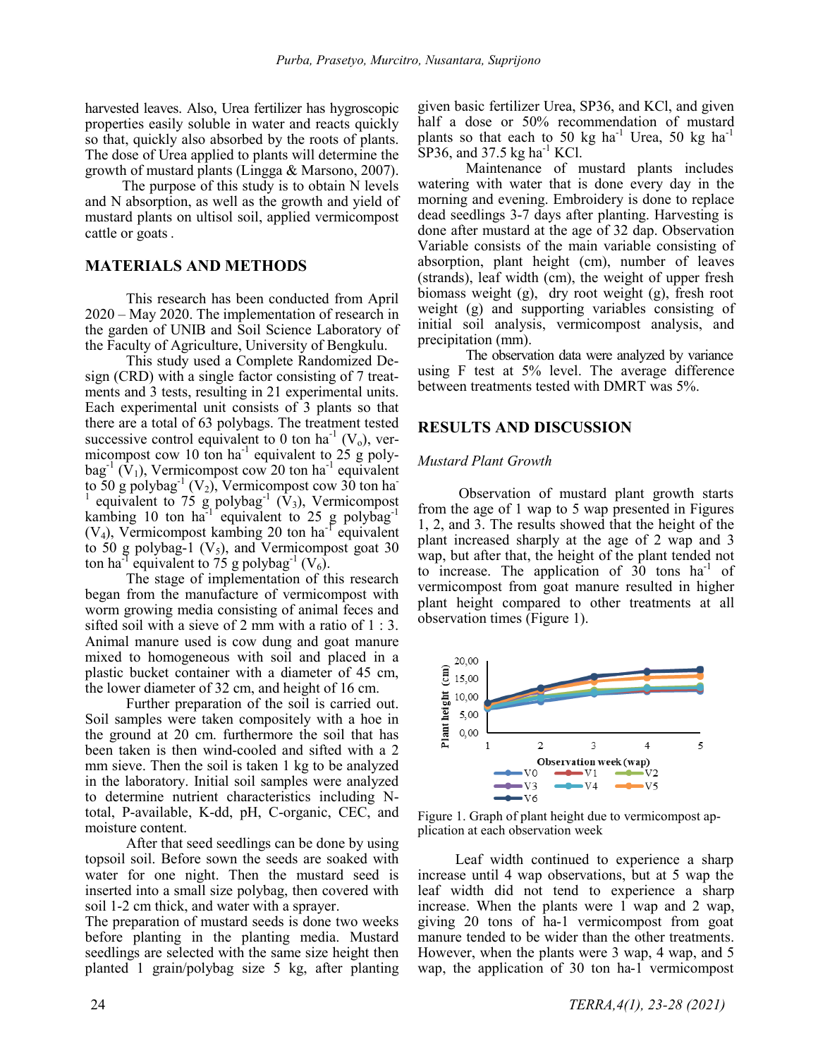harvested leaves. Also, Urea fertilizer has hygroscopic properties easily soluble in water and reacts quickly so that, quickly also absorbed by the roots of plants. The dose of Urea applied to plants will determine the growth of mustard plants (Lingga & Marsono, 2007).

The purpose of this study is to obtain N levels and N absorption, as well as the growth and yield of mustard plants on ultisol soil, applied vermicompost cattle or goats .

## MATERIALS AND METHODS

This research has been conducted from April 2020 – May 2020. The implementation of research in the garden of UNIB and Soil Science Laboratory of the Faculty of Agriculture, University of Bengkulu.

This study used a Complete Randomized Design (CRD) with a single factor consisting of 7 treatments and 3 tests, resulting in 21 experimental units. Each experimental unit consists of 3 plants so that there are a total of 63 polybags. The treatment tested successive control equivalent to 0 ton ha$^{-1}$ ($V_o$), vermicompost cow 10 ton ha$^{-1}$ equivalent to 25 g polybag$^{-1}$ ($V_1$), Vermicompost cow 20 ton ha$^{-1}$ equivalent to 50 g polybag$^{-1}$ ($V_2$), Vermicompost cow 30 ton ha$^{-1}$ equivalent to 75 g polybag$^{-1}$ ($V_3$), Vermicompost kambing 10 ton ha$^{-1}$ equivalent to 25 g polybag$^{-1}$ ($V_4$), Vermicompost kambing 20 ton ha$^{-1}$ equivalent to 50 g polybag-1 ($V_5$), and Vermicompost goat 30 ton ha$^{-1}$ equivalent to 75 g polybag$^{-1}$ ($V_6$).

The stage of implementation of this research began from the manufacture of vermicompost with worm growing media consisting of animal feces and sifted soil with a sieve of 2 mm with a ratio of 1 : 3. Animal manure used is cow dung and goat manure mixed to homogeneous with soil and placed in a plastic bucket container with a diameter of 45 cm, the lower diameter of 32 cm, and height of 16 cm.

Further preparation of the soil is carried out. Soil samples were taken compositely with a hoe in the ground at 20 cm. furthermore the soil that has been taken is then wind-cooled and sifted with a 2 mm sieve. Then the soil is taken 1 kg to be analyzed in the laboratory. Initial soil samples were analyzed to determine nutrient characteristics including N-total, P-available, K-dd, pH, C-organic, CEC, and moisture content.

After that seed seedlings can be done by using topsoil soil. Before sown the seeds are soaked with water for one night. Then the mustard seed is inserted into a small size polybag, then covered with soil 1-2 cm thick, and water with a sprayer.

The preparation of mustard seeds is done two weeks before planting in the planting media. Mustard seedlings are selected with the same size height then planted 1 grain/polybag size 5 kg, after planting given basic fertilizer Urea, SP36, and KCl, and given half a dose or 50% recommendation of mustard plants so that each to 50 kg ha$^{-1}$ Urea, 50 kg ha$^{-1}$ SP36, and 37.5 kg ha$^{-1}$ KCl.

Maintenance of mustard plants includes watering with water that is done every day in the morning and evening. Embroidery is done to replace dead seedlings 3-7 days after planting. Harvesting is done after mustard at the age of 32 dap. Observation Variable consists of the main variable consisting of absorption, plant height (cm), number of leaves (strands), leaf width (cm), the weight of upper fresh biomass weight (g), dry root weight (g), fresh root weight (g) and supporting variables consisting of initial soil analysis, vermicompost analysis, and precipitation (mm).

The observation data were analyzed by variance using F test at 5% level. The average difference between treatments tested with DMRT was 5%.

## RESULTS AND DISCUSSION

*Mustard Plant Growth*

Observation of mustard plant growth starts from the age of 1 wap to 5 wap presented in Figures 1, 2, and 3. The results showed that the height of the plant increased sharply at the age of 2 wap and 3 wap, but after that, the height of the plant tended not to increase. The application of 30 tons ha$^{-1}$ of vermicompost from goat manure resulted in higher plant height compared to other treatments at all observation times (Figure 1).

Figure 1. Graph of plant height due to vermicompost application at each observation week

Leaf width continued to experience a sharp increase until 4 wap observations, but at 5 wap the leaf width did not tend to experience a sharp increase. When the plants were 1 wap and 2 wap, giving 20 tons of ha-1 vermicompost from goat manure tended to be wider than the other treatments. However, when the plants were 3 wap, 4 wap, and 5 wap, the application of 30 ton ha-1 vermicompost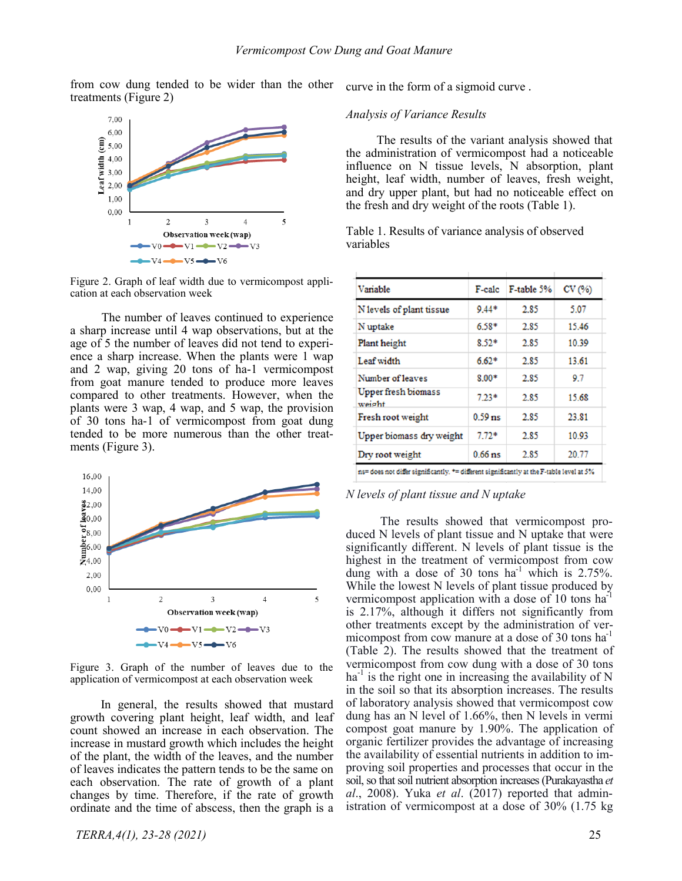from cow dung tended to be wider than the other treatments (Figure 2)

7,00
6,00
5,00
4,00
3,00
2,00
1,00
0,00
Leaf width (cm)
1 2 3 4 5
Observation week (wap)
V0 V1 V2 V3
V4 V5 V6

Figure 2. Graph of leaf width due to vermicompost application at each observation week

The number of leaves continued to experience a sharp increase until 4 wap observations, but at the age of 5 the number of leaves did not tend to experience a sharp increase. When the plants were 1 wap and 2 wap, giving 20 tons of ha-1 vermicompost from goat manure tended to produce more leaves compared to other treatments. However, when the plants were 3 wap, 4 wap, and 5 wap, the provision of 30 tons ha-1 of vermicompost from goat dung tended to be more numerous than the other treatments (Figure 3).

16,00
14,00
12,00
10,00
8,00
6,00
4,00
2,00
0,00
Number of leaves
1 2 3 4 5
Observation week (wap)
V0 V1 V2 V3
V4 V5 V6

Figure 3. Graph of the number of leaves due to the application of vermicompost at each observation week

In general, the results showed that mustard growth covering plant height, leaf width, and leaf count showed an increase in each observation. The increase in mustard growth which includes the height of the plant, the width of the leaves, and the number of leaves indicates the pattern tends to be the same on each observation. The rate of growth of a plant changes by time. Therefore, if the rate of growth ordinate and the time of abscess, then the graph is a curve in the form of a sigmoid curve .

*Analysis of Variance Results*

The results of the variant analysis showed that the administration of vermicompost had a noticeable influence on N tissue levels, N absorption, plant height, leaf width, number of leaves, fresh weight, and dry upper plant, but had no noticeable effect on the fresh and dry weight of the roots (Table 1).

Table 1. Results of variance analysis of observed variables

| Variable | F-calc | F-table 5% | CV (%) |
|---|---|---|---|
| N levels of plant tissue | 9.44* | 2.85 | 5.07 |
| N uptake | 6.58* | 2.85 | 15.46 |
| Plant height | 8.52* | 2.85 | 10.39 |
| Leaf width | 6.62* | 2.85 | 13.61 |
| Number of leaves | 8.00* | 2.85 | 9.7 |
| Upper fresh biomass weight | 7.23* | 2.85 | 15.68 |
| Fresh root weight | 0.59 ns | 2.85 | 23.81 |
| Upper biomass dry weight | 7.72* | 2.85 | 10.93 |
| Dry root weight | 0.66 ns | 2.85 | 20.77 |

ns= does not differ significantly. *= different significantly at the F-table level at 5%

*N levels of plant tissue and N uptake*

The results showed that vermicompost produced N levels of plant tissue and N uptake that were significantly different. N levels of plant tissue is the highest in the treatment of vermicompost from cow dung with a dose of 30 tons ha$^{-1}$ which is 2.75%. While the lowest N levels of plant tissue produced by vermicompost application with a dose of 10 tons ha$^{-1}$ is 2.17%, although it differs not significantly from other treatments except by the administration of vermicompost from cow manure at a dose of 30 tons ha$^{-1}$ (Table 2). The results showed that the treatment of vermicompost from cow dung with a dose of 30 tons ha$^{-1}$ is the right one in increasing the availability of N in the soil so that its absorption increases. The results of laboratory analysis showed that vermicompost cow dung has an N level of 1.66%, then N levels in vermi compost goat manure by 1.90%. The application of organic fertilizer provides the advantage of increasing the availability of essential nutrients in addition to improving soil properties and processes that occur in the soil, so that soil nutrient absorption increases (Purakayastha *et al*., 2008). Yuka *et al*. (2017) reported that administration of vermicompost at a dose of 30% (1.75 kg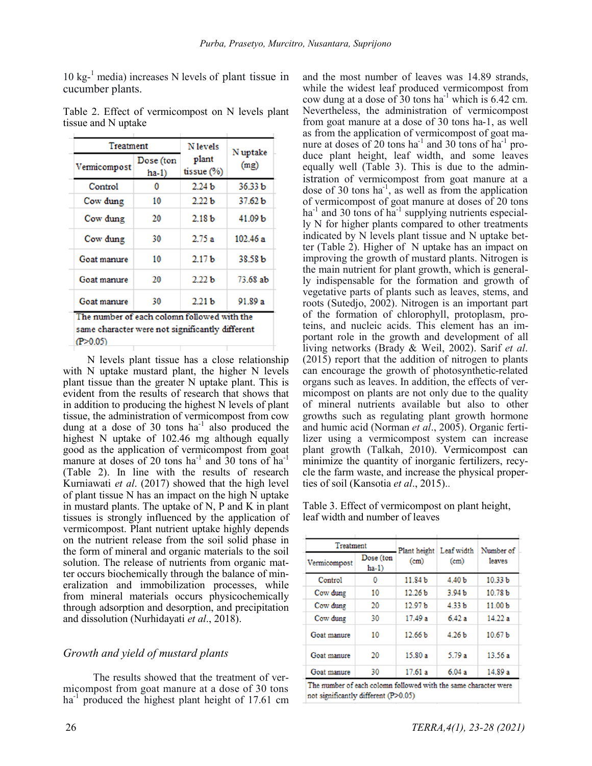10 kg-[1] media) increases N levels of plant tissue in cucumber plants.

Table 2. Effect of vermicompost on N levels plant tissue and N uptake

| Treatment | | N levels plant tissue (%) | N uptake (mg) |
|---|---|---|---|
| Vermicompost | Dose (ton ha-1) | | |
| Control | 0 | 2.24 b | 36.33 b |
| Cow dung | 10 | 2.22 b | 37.62 b |
| Cow dung | 20 | 2.18 b | 41.09 b |
| Cow dung | 30 | 2.75 a | 102.46 a |
| Goat manure | 10 | 2.17 b | 38.58 b |
| Goat manure | 20 | 2.22 b | 73.68 ab |
| Goat manure | 30 | 2.21 b | 91.89 a |

The number of each colomn followed with the same character were not significantly different (P>0.05)

N levels plant tissue has a close relationship with N uptake mustard plant, the higher N levels plant tissue than the greater N uptake plant. This is evident from the results of research that shows that in addition to producing the highest N levels of plant tissue, the administration of vermicompost from cow dung at a dose of 30 tons ha$^{-1}$ also produced the highest N uptake of 102.46 mg although equally good as the application of vermicompost from goat manure at doses of 20 tons ha$^{-1}$ and 30 tons of ha$^{-1}$ (Table 2). In line with the results of research Kurniawati *et al*. (2017) showed that the high level of plant tissue N has an impact on the high N uptake in mustard plants. The uptake of N, P and K in plant tissues is strongly influenced by the application of vermicompost. Plant nutrient uptake highly depends on the nutrient release from the soil solid phase in the form of mineral and organic materials to the soil solution. The release of nutrients from organic matter occurs biochemically through the balance of mineralization and immobilization processes, while from mineral materials occurs physicochemically through adsorption and desorption, and precipitation and dissolution (Nurhidayati *et al*., 2018).

### *Growth and yield of mustard plants*

The results showed that the treatment of vermicompost from goat manure at a dose of 30 tons ha$^{-1}$ produced the highest plant height of 17.61 cm and the most number of leaves was 14.89 strands, while the widest leaf produced vermicompost from cow dung at a dose of 30 tons ha$^{-1}$ which is 6.42 cm. Nevertheless, the administration of vermicompost from goat manure at a dose of 30 tons ha-1, as well as from the application of vermicompost of goat manure at doses of 20 tons ha$^{-1}$ and 30 tons of ha$^{-1}$ produce plant height, leaf width, and some leaves equally well (Table 3). This is due to the administration of vermicompost from goat manure at a dose of 30 tons ha$^{-1}$, as well as from the application of vermicompost of goat manure at doses of 20 tons ha$^{-1}$ and 30 tons of ha$^{-1}$ supplying nutrients especially N for higher plants compared to other treatments indicated by N levels plant tissue and N uptake better (Table 2). Higher of N uptake has an impact on improving the growth of mustard plants. Nitrogen is the main nutrient for plant growth, which is generally indispensable for the formation and growth of vegetative parts of plants such as leaves, stems, and roots (Sutedjo, 2002). Nitrogen is an important part of the formation of chlorophyll, protoplasm, proteins, and nucleic acids. This element has an important role in the growth and development of all living networks (Brady & Weil, 2002). Sarif *et al*. (2015) report that the addition of nitrogen to plants can encourage the growth of photosynthetic-related organs such as leaves. In addition, the effects of vermicompost on plants are not only due to the quality of mineral nutrients available but also to other growths such as regulating plant growth hormone and humic acid (Norman *et al*., 2005). Organic fertilizer using a vermicompost system can increase plant growth (Talkah, 2010). Vermicompost can minimize the quantity of inorganic fertilizers, recycle the farm waste, and increase the physical properties of soil (Kansotia *et al*., 2015)..

Table 3. Effect of vermicompost on plant height, leaf width and number of leaves

| Treatment | | Plant height (cm) | Leaf width (cm) | Number of leaves |
|---|---|---|---|---|
| Vermicompost | Dose (ton ha-1) | | | |
| Control | 0 | 11.84 b | 4.40 b | 10.33 b |
| Cow dung | 10 | 12.26 b | 3.94 b | 10.78 b |
| Cow dung | 20 | 12.97 b | 4.33 b | 11.00 b |
| Cow dung | 30 | 17.49 a | 6.42 a | 14.22 a |
| Goat manure | 10 | 12.66 b | 4.26 b | 10.67 b |
| Goat manure | 20 | 15.80 a | 5.79 a | 13.56 a |
| Goat manure | 30 | 17.61 a | 6.04 a | 14.89 a |

The number of each colomn followed with the same character were not significantly different (P>0.05)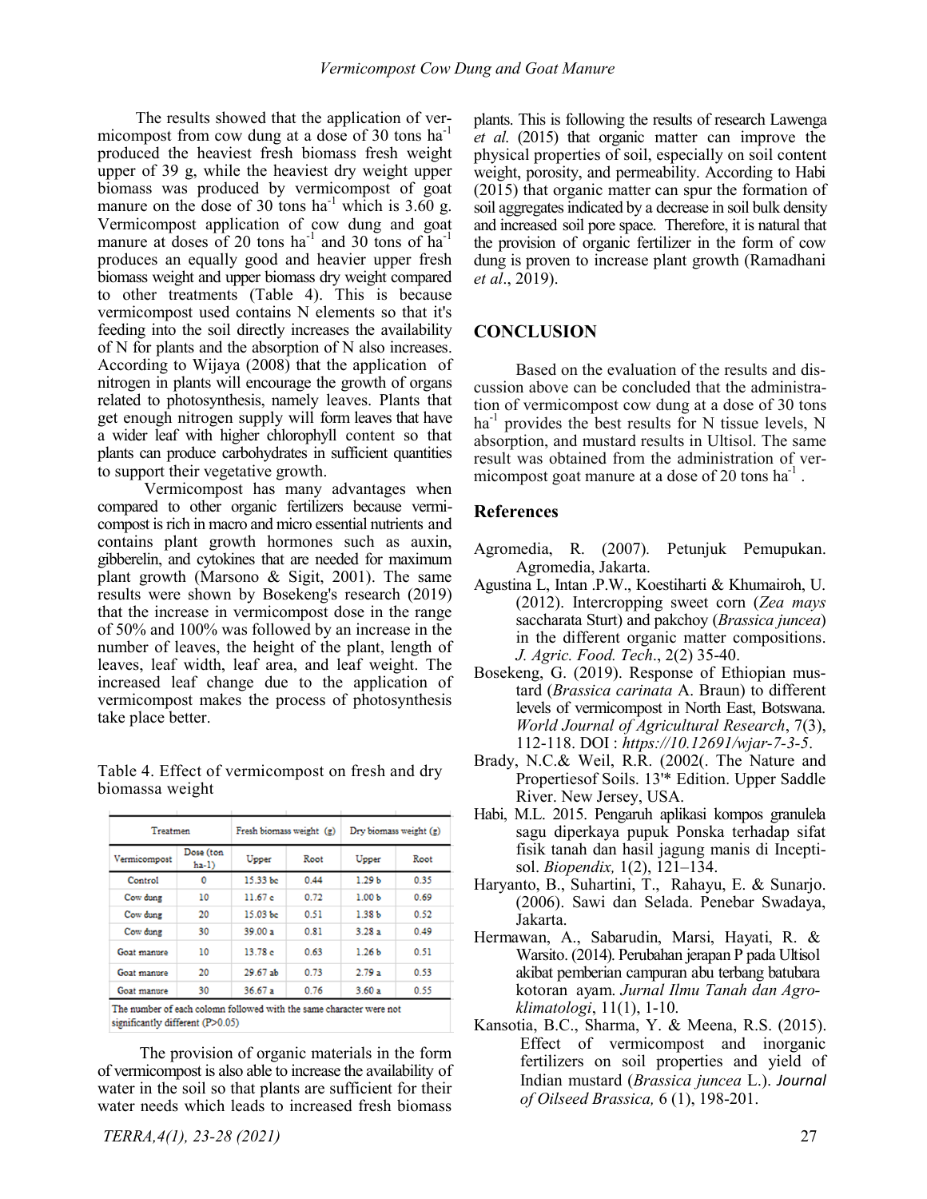The results showed that the application of vermicompost from cow dung at a dose of 30 tons ha$^{-1}$ produced the heaviest fresh biomass fresh weight upper of 39 g, while the heaviest dry weight upper biomass was produced by vermicompost of goat manure on the dose of 30 tons ha$^{-1}$ which is 3.60 g. Vermicompost application of cow dung and goat manure at doses of 20 tons ha$^{-1}$ and 30 tons of ha$^{-1}$ produces an equally good and heavier upper fresh biomass weight and upper biomass dry weight compared to other treatments (Table 4). This is because vermicompost used contains N elements so that it's feeding into the soil directly increases the availability of N for plants and the absorption of N also increases. According to Wijaya (2008) that the application of nitrogen in plants will encourage the growth of organs related to photosynthesis, namely leaves. Plants that get enough nitrogen supply will form leaves that have a wider leaf with higher chlorophyll content so that plants can produce carbohydrates in sufficient quantities to support their vegetative growth.

Vermicompost has many advantages when compared to other organic fertilizers because vermicompost is rich in macro and micro essential nutrients and contains plant growth hormones such as auxin, gibberelin, and cytokines that are needed for maximum plant growth (Marsono & Sigit, 2001). The same results were shown by Bosekeng's research (2019) that the increase in vermicompost dose in the range of 50% and 100% was followed by an increase in the number of leaves, the height of the plant, length of leaves, leaf width, leaf area, and leaf weight. The increased leaf change due to the application of vermicompost makes the process of photosynthesis take place better.

Table 4. Effect of vermicompost on fresh and dry biomassa weight

| Treatmen | | Fresh biomass weight (g) | | Dry biomass weight (g) | |
|---|---|---|---|---|---|
| Vermicompost | Dose (ton ha-1) | Upper | Root | Upper | Root |
| Control | 0 | 15.33 bc | 0.44 | 1.29 b | 0.35 |
| Cow dung | 10 | 11.67 c | 0.72 | 1.00 b | 0.69 |
| Cow dung | 20 | 15.03 bc | 0.51 | 1.38 b | 0.52 |
| Cow dung | 30 | 39.00 a | 0.81 | 3.28 a | 0.49 |
| Goat manure | 10 | 13.78 c | 0.63 | 1.26 b | 0.51 |
| Goat manure | 20 | 29.67 ab | 0.73 | 2.79 a | 0.53 |
| Goat manure | 30 | 36.67 a | 0.76 | 3.60 a | 0.55 |

The number of each colomn followed with the same character were not significantly different (P>0.05)

The provision of organic materials in the form of vermicompost is also able to increase the availability of water in the soil so that plants are sufficient for their water needs which leads to increased fresh biomass plants. This is following the results of research Lawenga *et al.* (2015) that organic matter can improve the physical properties of soil, especially on soil content weight, porosity, and permeability. According to Habi (2015) that organic matter can spur the formation of soil aggregates indicated by a decrease in soil bulk density and increased soil pore space. Therefore, it is natural that the provision of organic fertilizer in the form of cow dung is proven to increase plant growth (Ramadhani *et al*., 2019).

## CONCLUSION

Based on the evaluation of the results and discussion above can be concluded that the administration of vermicompost cow dung at a dose of 30 tons ha$^{-1}$ provides the best results for N tissue levels, N absorption, and mustard results in Ultisol. The same result was obtained from the administration of vermicompost goat manure at a dose of 20 tons ha$^{-1}$ .

## References

Agromedia, R. (2007). Petunjuk Pemupukan. Agromedia, Jakarta.

Agustina L, Intan .P.W., Koestiharti & Khumairoh, U. (2012). Intercropping sweet corn (*Zea mays* saccharata Sturt) and pakchoy (*Brassica juncea*) in the different organic matter compositions. *J. Agric. Food. Tech*., 2(2) 35-40.

Bosekeng, G. (2019). Response of Ethiopian mustard (*Brassica carinata* A. Braun) to different levels of vermicompost in North East, Botswana. *World Journal of Agricultural Research*, 7(3), 112-118. DOI : *https://10.12691/wjar-7-3-5*.

Brady, N.C.& Weil, R.R. (2002(. The Nature and Propertiesof Soils. 13'* Edition. Upper Saddle River. New Jersey, USA.

Habi, M.L. 2015. Pengaruh aplikasi kompos granulela sagu diperkaya pupuk Ponska terhadap sifat fisik tanah dan hasil jagung manis di Inceptisol. *Biopendix,* 1(2), 121–134.

Haryanto, B., Suhartini, T., Rahayu, E. & Sunarjo. (2006). Sawi dan Selada. Penebar Swadaya, Jakarta.

Hermawan, A., Sabarudin, Marsi, Hayati, R. & Warsito. (2014). Perubahan jerapan P pada Ultisol akibat pemberian campuran abu terbang batubara kotoran ayam. *Jurnal Ilmu Tanah dan Agroklimatologi*, 11(1), 1-10.

Kansotia, B.C., Sharma, Y. & Meena, R.S. (2015). Effect of vermicompost and inorganic fertilizers on soil properties and yield of Indian mustard (*Brassica juncea* L.). *Journal of Oilseed Brassica,* 6 (1), 198-201.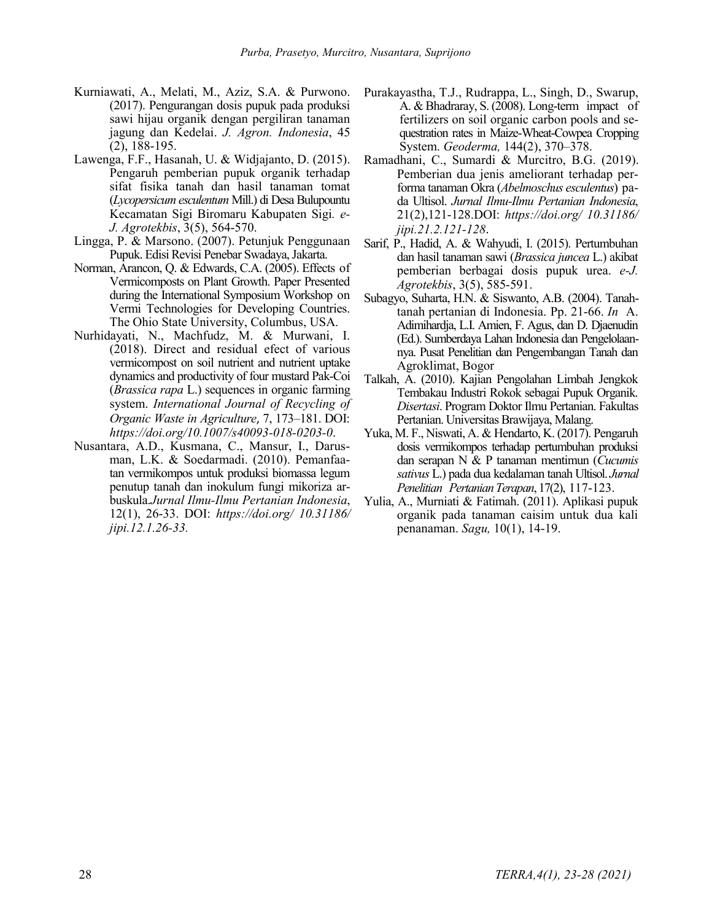Kurniawati, A., Melati, M., Aziz, S.A. & Purwono. (2017). Pengurangan dosis pupuk pada produksi sawi hijau organik dengan pergiliran tanaman jagung dan Kedelai. *J. Agron. Indonesia*, 45 (2), 188-195.

Lawenga, F.F., Hasanah, U. & Widjajanto, D. (2015). Pengaruh pemberian pupuk organik terhadap sifat fisika tanah dan hasil tanaman tomat (*Lycopersicum esculentum* Mill.) di Desa Bulupountu Kecamatan Sigi Biromaru Kabupaten Sigi. *e-J. Agrotekbis*, 3(5), 564-570.

Lingga, P. & Marsono. (2007). Petunjuk Penggunaan Pupuk. Edisi Revisi Penebar Swadaya, Jakarta.

Norman, Arancon, Q. & Edwards, C.A. (2005). Effects of Vermicomposts on Plant Growth. Paper Presented during the International Symposium Workshop on Vermi Technologies for Developing Countries. The Ohio State University, Columbus, USA.

Nurhidayati, N., Machfudz, M. & Murwani, I. (2018). Direct and residual efect of various vermicompost on soil nutrient and nutrient uptake dynamics and productivity of four mustard Pak-Coi (*Brassica rapa* L.) sequences in organic farming system. *International Journal of Recycling of Organic Waste in Agriculture*, 7, 173–181. DOI: *https://doi.org/10.1007/s40093-018-0203-0*.

Nusantara, A.D., Kusmana, C., Mansur, I., Darusman, L.K. & Soedarmadi. (2010). Pemanfaatan vermikompos untuk produksi biomassa legum penutup tanah dan inokulum fungi mikoriza arbuskula.*Jurnal Ilmu-Ilmu Pertanian Indonesia*, 12(1), 26-33. DOI: *https://doi.org/ 10.31186/ jipi.12.1.26-33.*

Purakayastha, T.J., Rudrappa, L., Singh, D., Swarup, A. & Bhadraray, S. (2008). Long-term impact of fertilizers on soil organic carbon pools and sequestration rates in Maize-Wheat-Cowpea Cropping System. *Geoderma,* 144(2), 370–378.

Ramadhani, C., Sumardi & Murcitro, B.G. (2019). Pemberian dua jenis ameliorant terhadap performa tanaman Okra (*Abelmoschus esculentus*) pada Ultisol. *Jurnal Ilmu-Ilmu Pertanian Indonesia*, 21(2),121-128.DOI: *https://doi.org/ 10.31186/ jipi.21.2.121-128*.

Sarif, P., Hadid, A. & Wahyudi, I. (2015). Pertumbuhan dan hasil tanaman sawi (*Brassica juncea* L.) akibat pemberian berbagai dosis pupuk urea. *e-J. Agrotekbis*, 3(5), 585-591.

Subagyo, Suharta, H.N. & Siswanto, A.B. (2004). Tanah-tanah pertanian di Indonesia. Pp. 21-66. *In* A. Adimihardja, L.I. Amien, F. Agus, dan D. Djaenudin (Ed.). Sumberdaya Lahan Indonesia dan Pengelolaannya. Pusat Penelitian dan Pengembangan Tanah dan Agroklimat, Bogor

Talkah, A. (2010). Kajian Pengolahan Limbah Jengkok Tembakau Industri Rokok sebagai Pupuk Organik. *Disertasi*. Program Doktor Ilmu Pertanian. Fakultas Pertanian. Universitas Brawijaya, Malang.

Yuka, M. F., Niswati, A. & Hendarto, K. (2017). Pengaruh dosis vermikompos terhadap pertumbuhan produksi dan serapan N & P tanaman mentimun (*Cucumis sativus* L.) pada dua kedalaman tanah Ultisol. *Jurnal Penelitian Pertanian Terapan*, 17(2), 117-123.

Yulia, A., Murniati & Fatimah. (2011). Aplikasi pupuk organik pada tanaman caisim untuk dua kali penanaman. *Sagu,* 10(1), 14-19.